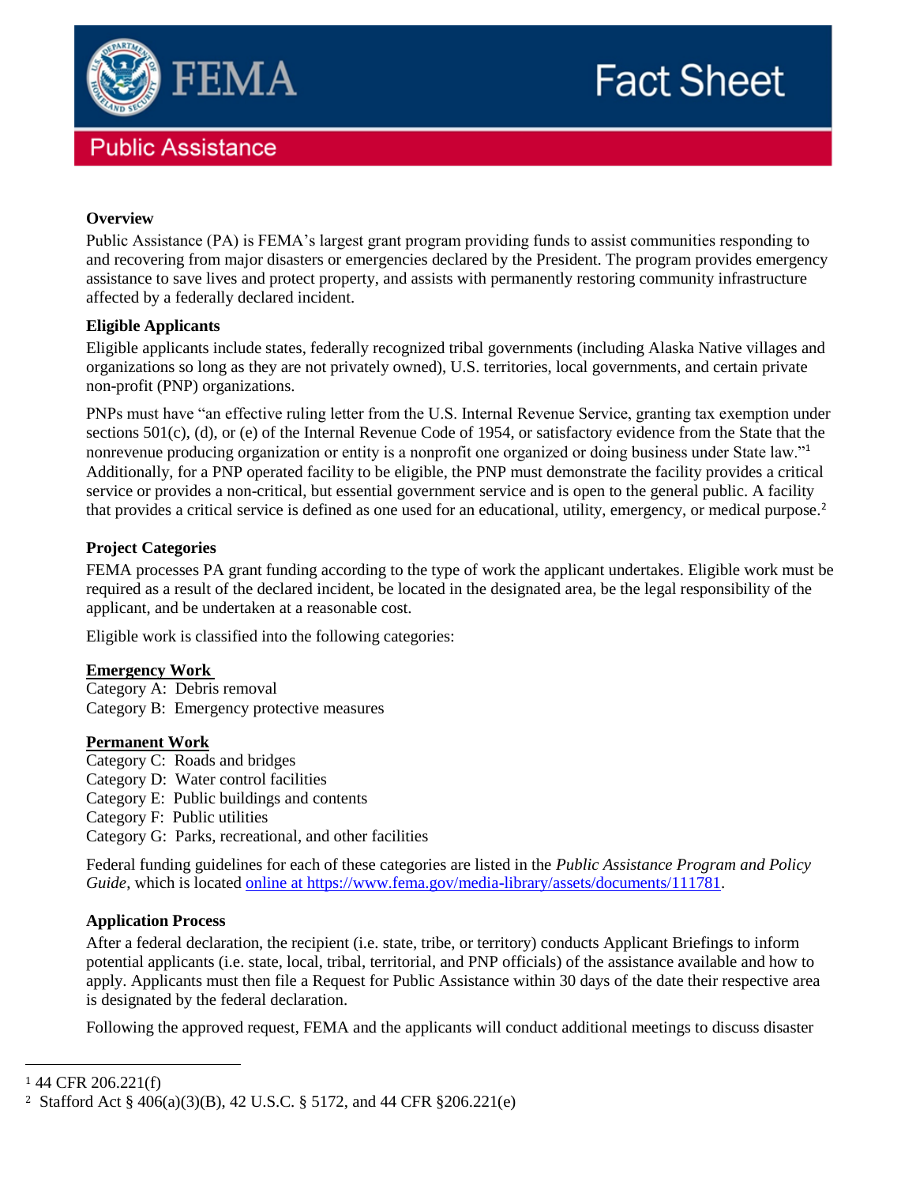# FEMA Fact Sheet

## Public Assistance

### Overview

Public Assistance (PA) is FEMA's largest grant program providing funds to assist communities responding to and recovering from major disasters or emergencies declared by the President. The program provides emergency assistance to save lives and protect property, and assists with permanently restoring community infrastructure affected by a federally declared incident.

### Eligible Applicants

Eligible applicants include states, federally recognized tribal governments (including Alaska Native villages and organizations so long as they are not privately owned), U.S. territories, local governments, and certain private non-profit (PNP) organizations.

PNPs must have "an effective ruling letter from the U.S. Internal Revenue Service, granting tax exemption under sections 501(c), (d), or (e) of the Internal Revenue Code of 1954, or satisfactory evidence from the State that the nonrevenue producing organization or entity is a nonprofit one organized or doing business under State law."[1] Additionally, for a PNP operated facility to be eligible, the PNP must demonstrate the facility provides a critical service or provides a non-critical, but essential government service and is open to the general public. A facility that provides a critical service is defined as one used for an educational, utility, emergency, or medical purpose.[2]

### Project Categories

FEMA processes PA grant funding according to the type of work the applicant undertakes. Eligible work must be required as a result of the declared incident, be located in the designated area, be the legal responsibility of the applicant, and be undertaken at a reasonable cost.

Eligible work is classified into the following categories:

**Emergency Work**
Category A: Debris removal
Category B: Emergency protective measures

**Permanent Work**
Category C: Roads and bridges
Category D: Water control facilities
Category E: Public buildings and contents
Category F: Public utilities
Category G: Parks, recreational, and other facilities

Federal funding guidelines for each of these categories are listed in the *Public Assistance Program and Policy Guide*, which is located [online at https://www.fema.gov/media-library/assets/documents/111781](https://www.fema.gov/media-library/assets/documents/111781).

### Application Process

After a federal declaration, the recipient (i.e. state, tribe, or territory) conducts Applicant Briefings to inform potential applicants (i.e. state, local, tribal, territorial, and PNP officials) of the assistance available and how to apply. Applicants must then file a Request for Public Assistance within 30 days of the date their respective area is designated by the federal declaration.

Following the approved request, FEMA and the applicants will conduct additional meetings to discuss disaster

---

[1] 44 CFR 206.221(f)

[2] Stafford Act § 406(a)(3)(B), 42 U.S.C. § 5172, and 44 CFR §206.221(e)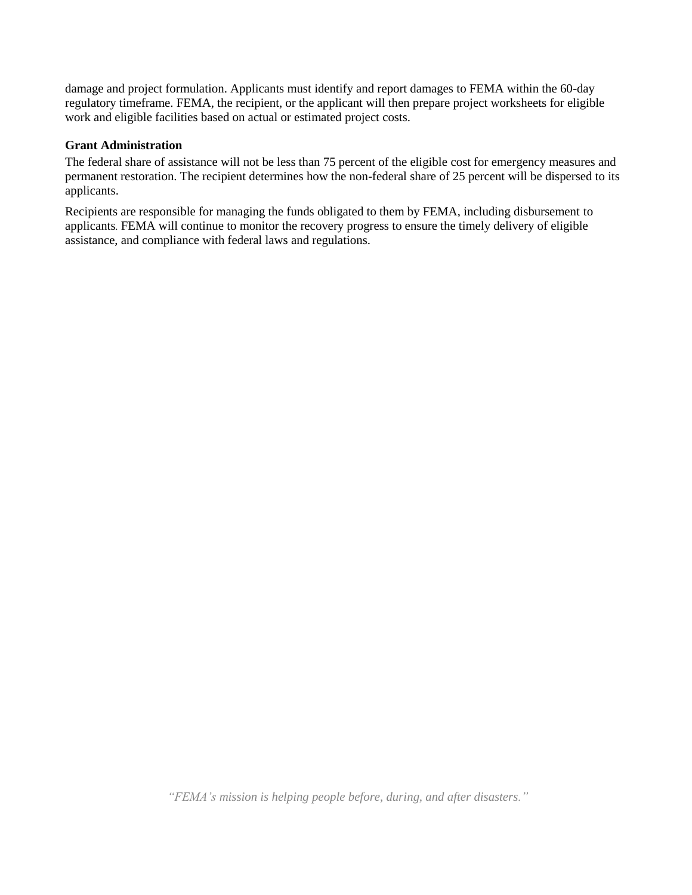damage and project formulation. Applicants must identify and report damages to FEMA within the 60-day regulatory timeframe. FEMA, the recipient, or the applicant will then prepare project worksheets for eligible work and eligible facilities based on actual or estimated project costs.

**Grant Administration**

The federal share of assistance will not be less than 75 percent of the eligible cost for emergency measures and permanent restoration. The recipient determines how the non-federal share of 25 percent will be dispersed to its applicants.

Recipients are responsible for managing the funds obligated to them by FEMA, including disbursement to applicants. FEMA will continue to monitor the recovery progress to ensure the timely delivery of eligible assistance, and compliance with federal laws and regulations.

*"FEMA's mission is helping people before, during, and after disasters."*